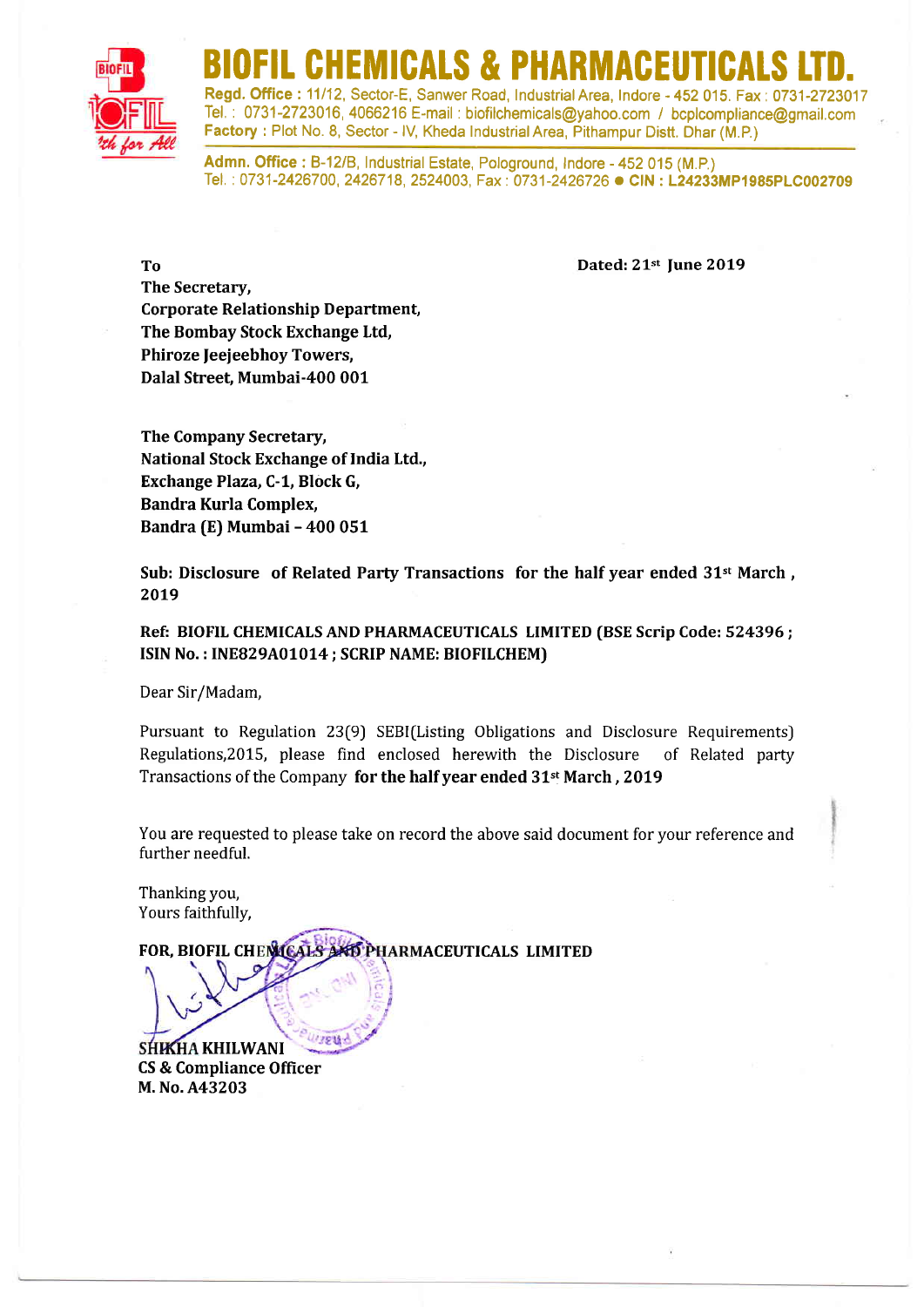# BIOFIL CHEMICALS & PHARMACEUTICALS LTD.

**Regd. Office :** 11/12, Sector-E, Sanwer Road, Industrial Area, Indore - 452 015. Fax : 0731-2723017
Tel. : 0731-2723016, 4066216 E-mail : biofilchemicals@yahoo.com / bcplcompliance@gmail.com
**Factory :** Plot No. 8, Sector - IV, Kheda Industrial Area, Pithampur Distt. Dhar (M.P.)

**Admn. Office :** B-12/B, Industrial Estate, Pologround, Indore - 452 015 (M.P.)
Tel. : 0731-2426700, 2426718, 2524003, Fax : 0731-2426726 ● **CIN : L24233MP1985PLC002709**

**Dated: 21st June 2019**

**To**
**The Secretary,**
**Corporate Relationship Department,**
**The Bombay Stock Exchange Ltd,**
**Phiroze Jeejeebhoy Towers,**
**Dalal Street, Mumbai-400 001**

**The Company Secretary,**
**National Stock Exchange of India Ltd.,**
**Exchange Plaza, C-1, Block G,**
**Bandra Kurla Complex,**
**Bandra (E) Mumbai – 400 051**

**Sub: Disclosure of Related Party Transactions for the half year ended 31st March , 2019**

**Ref: BIOFIL CHEMICALS AND PHARMACEUTICALS LIMITED (BSE Scrip Code: 524396 ; ISIN No. : INE829A01014 ; SCRIP NAME: BIOFILCHEM)**

Dear Sir/Madam,

Pursuant to Regulation 23(9) SEBI(Listing Obligations and Disclosure Requirements) Regulations,2015, please find enclosed herewith the Disclosure of Related party Transactions of the Company **for the half year ended 31st March , 2019**

You are requested to please take on record the above said document for your reference and further needful.

Thanking you,
Yours faithfully,

**FOR, BIOFIL CHEMICALS AND PHARMACEUTICALS LIMITED**

**SHIKHA KHILWANI**
**CS & Compliance Officer**
**M. No. A43203**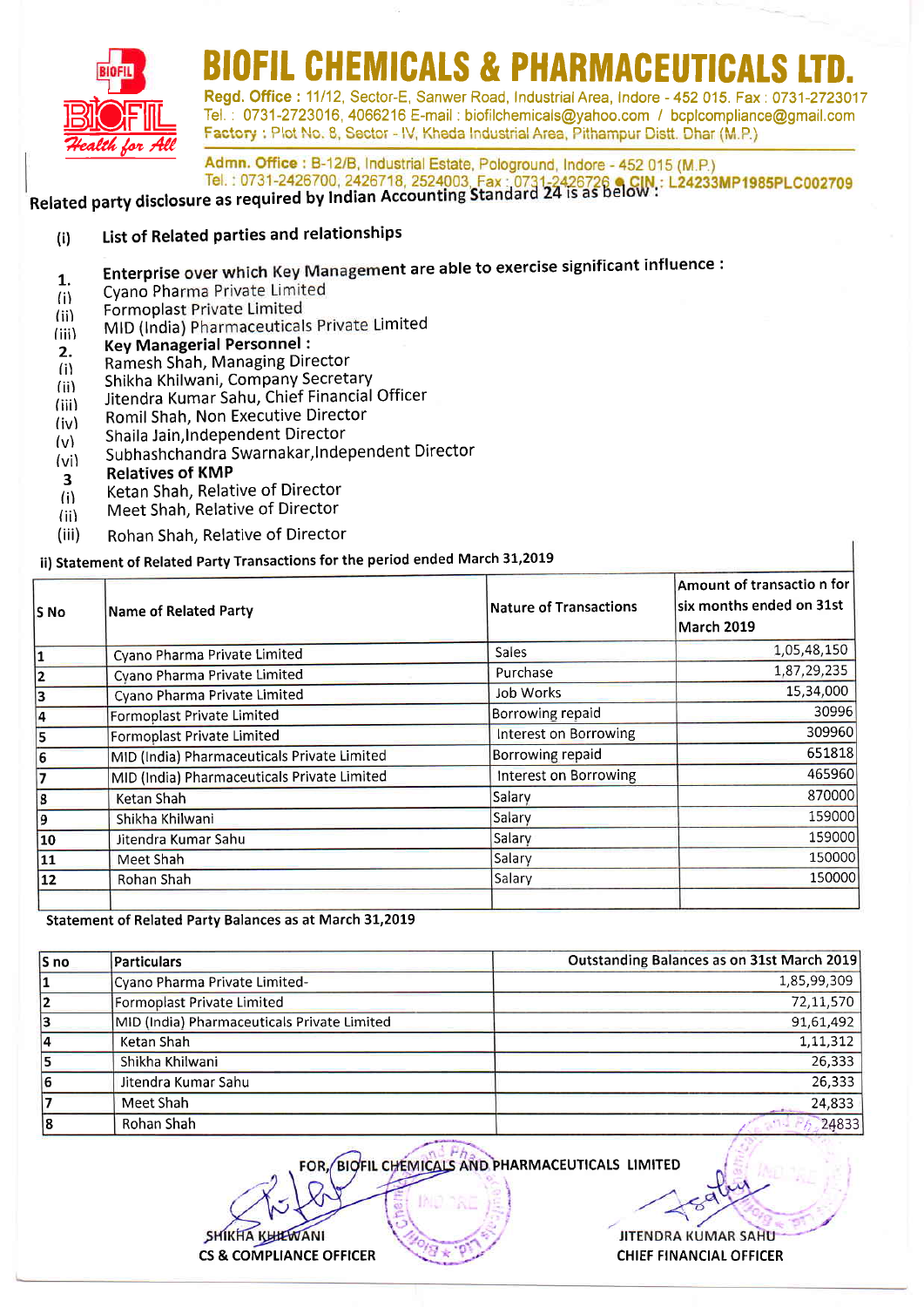# BIOFIL CHEMICALS & PHARMACEUTICALS LTD.

**Regd. Office :** 11/12, Sector-E, Sanwer Road, Industrial Area, Indore - 452 015. Fax : 0731-2723017
Tel. : 0731-2723016, 4066216 E-mail : biofilchemicals@yahoo.com / bcplcompliance@gmail.com
**Factory :** Plot No. 8, Sector - IV, Kheda Industrial Area, Pithampur Distt. Dhar (M.P.)

**Admn. Office :** B-12/B, Industrial Estate, Pologround, Indore - 452 015 (M.P.)
Tel. : 0731-2426700, 2426718, 2524003, Fax : 0731-2426726 • CIN : L24233MP1985PLC002709

**Related party disclosure as required by Indian Accounting Standard 24 is as below :**

**(i) List of Related parties and relationships**

**1. Enterprise over which Key Management are able to exercise significant influence :**

(i) Cyano Pharma Private Limited
(ii) Formoplast Private Limited
(iii) MID (India) Pharmaceuticals Private Limited

**2. Key Managerial Personnel :**

(i) Ramesh Shah, Managing Director
(ii) Shikha Khilwani, Company Secretary
(iii) Jitendra Kumar Sahu, Chief Financial Officer
(iv) Romil Shah, Non Executive Director
(v) Shaila Jain, Independent Director
(vi) Subhashchandra Swarnakar, Independent Director

**3 Relatives of KMP**

(i) Ketan Shah, Relative of Director
(ii) Meet Shah, Relative of Director
(iii) Rohan Shah, Relative of Director

**ii) Statement of Related Party Transactions for the period ended March 31,2019**

| S No | Name of Related Party | Nature of Transactions | Amount of transactio n for six months ended on 31st March 2019 |
|---|---|---|---|
| 1 | Cyano Pharma Private Limited | Sales | 1,05,48,150 |
| 2 | Cyano Pharma Private Limited | Purchase | 1,87,29,235 |
| 3 | Cyano Pharma Private Limited | Job Works | 15,34,000 |
| 4 | Formoplast Private Limited | Borrowing repaid | 30996 |
| 5 | Formoplast Private Limited | Interest on Borrowing | 309960 |
| 6 | MID (India) Pharmaceuticals Private Limited | Borrowing repaid | 651818 |
| 7 | MID (India) Pharmaceuticals Private Limited | Interest on Borrowing | 465960 |
| 8 | Ketan Shah | Salary | 870000 |
| 9 | Shikha Khilwani | Salary | 159000 |
| 10 | Jitendra Kumar Sahu | Salary | 159000 |
| 11 | Meet Shah | Salary | 150000 |
| 12 | Rohan Shah | Salary | 150000 |
| | | | |

**Statement of Related Party Balances as at March 31,2019**

| S no | Particulars | Outstanding Balances as on 31st March 2019 |
|---|---|---|
| 1 | Cyano Pharma Private Limited- | 1,85,99,309 |
| 2 | Formoplast Private Limited | 72,11,570 |
| 3 | MID (India) Pharmaceuticals Private Limited | 91,61,492 |
| 4 | Ketan Shah | 1,11,312 |
| 5 | Shikha Khilwani | 26,333 |
| 6 | Jitendra Kumar Sahu | 26,333 |
| 7 | Meet Shah | 24,833 |
| 8 | Rohan Shah | 24833 |

FOR, BIOFIL CHEMICALS AND PHARMACEUTICALS LIMITED

SHIKHA KHILWANI
CS & COMPLIANCE OFFICER

JITENDRA KUMAR SAHU
CHIEF FINANCIAL OFFICER